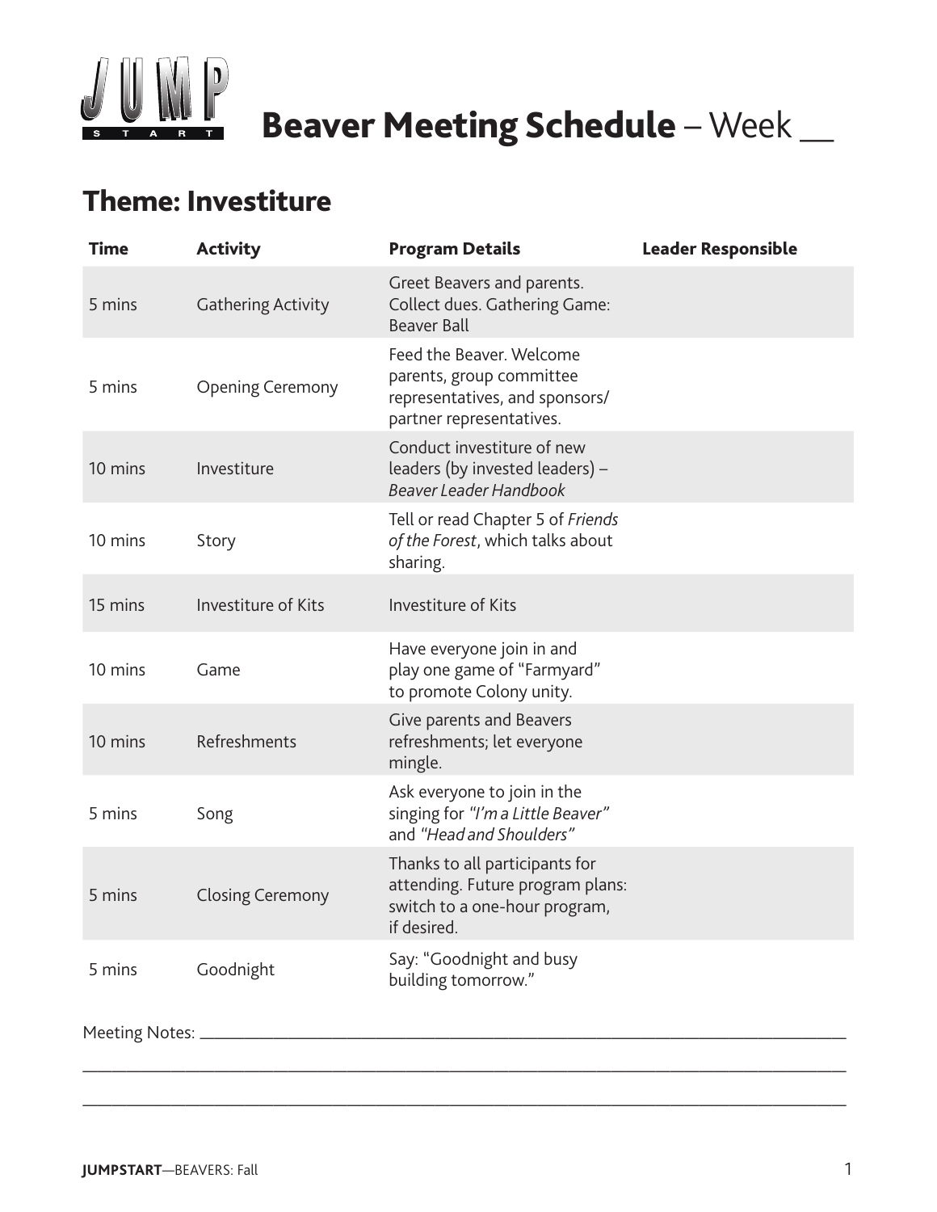# Beaver Meeting Schedule – Week __

## Theme: Investiture

| Time | Activity | Program Details | Leader Responsible |
|---|---|---|---|
| 5 mins | Gathering Activity | Greet Beavers and parents. Collect dues. Gathering Game: Beaver Ball | |
| 5 mins | Opening Ceremony | Feed the Beaver. Welcome parents, group committee representatives, and sponsors/ partner representatives. | |
| 10 mins | Investiture | Conduct investiture of new leaders (by invested leaders) – *Beaver Leader Handbook* | |
| 10 mins | Story | Tell or read Chapter 5 of *Friends of the Forest*, which talks about sharing. | |
| 15 mins | Investiture of Kits | Investiture of Kits | |
| 10 mins | Game | Have everyone join in and play one game of "Farmyard" to promote Colony unity. | |
| 10 mins | Refreshments | Give parents and Beavers refreshments; let everyone mingle. | |
| 5 mins | Song | Ask everyone to join in the singing for *"I'm a Little Beaver"* and *"Head and Shoulders"* | |
| 5 mins | Closing Ceremony | Thanks to all participants for attending. Future program plans: switch to a one-hour program, if desired. | |
| 5 mins | Goodnight | Say: "Goodnight and busy building tomorrow." | |

Meeting Notes: ______________________________________________________________________

___________________________________________________________________________________

___________________________________________________________________________________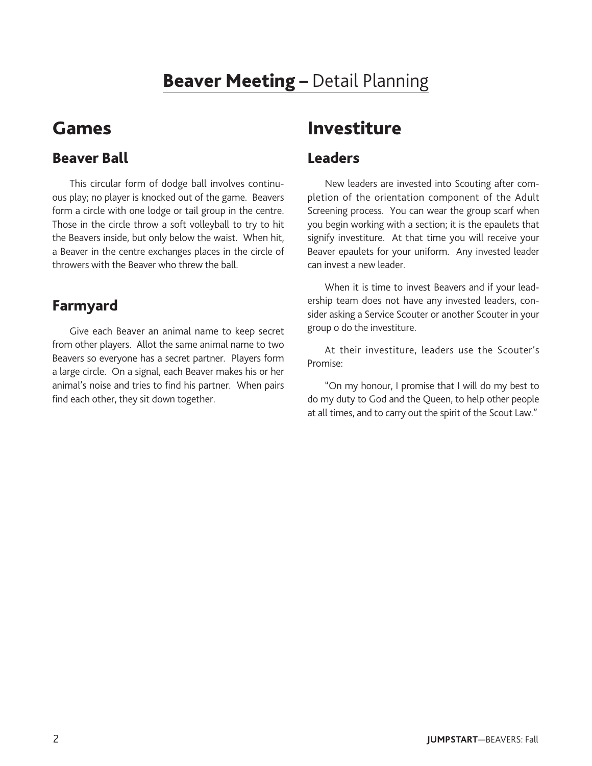# **Beaver Meeting –** Detail Planning

## Games

### Beaver Ball

This circular form of dodge ball involves continuous play; no player is knocked out of the game. Beavers form a circle with one lodge or tail group in the centre. Those in the circle throw a soft volleyball to try to hit the Beavers inside, but only below the waist. When hit, a Beaver in the centre exchanges places in the circle of throwers with the Beaver who threw the ball.

### Farmyard

Give each Beaver an animal name to keep secret from other players. Allot the same animal name to two Beavers so everyone has a secret partner. Players form a large circle. On a signal, each Beaver makes his or her animal's noise and tries to find his partner. When pairs find each other, they sit down together.

## Investiture

### Leaders

New leaders are invested into Scouting after completion of the orientation component of the Adult Screening process. You can wear the group scarf when you begin working with a section; it is the epaulets that signify investiture. At that time you will receive your Beaver epaulets for your uniform. Any invested leader can invest a new leader.

When it is time to invest Beavers and if your leadership team does not have any invested leaders, consider asking a Service Scouter or another Scouter in your group o do the investiture.

At their investiture, leaders use the Scouter's Promise:

"On my honour, I promise that I will do my best to do my duty to God and the Queen, to help other people at all times, and to carry out the spirit of the Scout Law."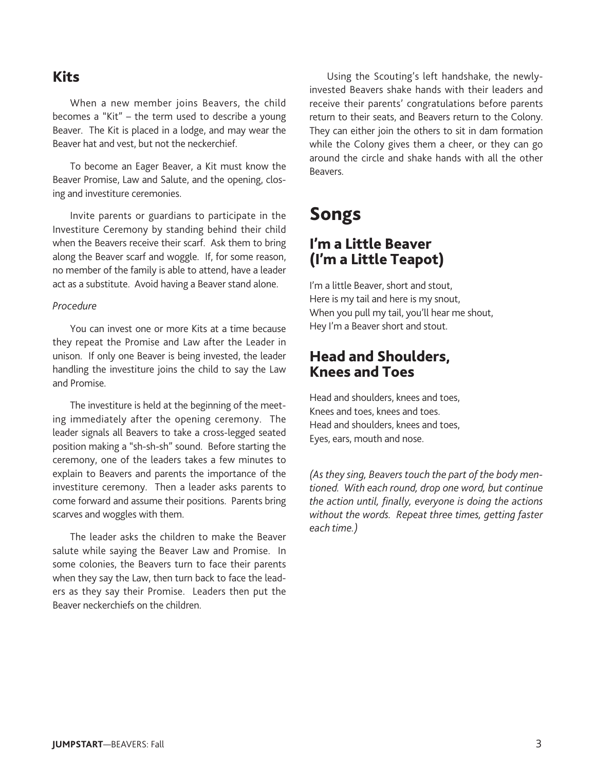## Kits

When a new member joins Beavers, the child becomes a "Kit" – the term used to describe a young Beaver. The Kit is placed in a lodge, and may wear the Beaver hat and vest, but not the neckerchief.

To become an Eager Beaver, a Kit must know the Beaver Promise, Law and Salute, and the opening, closing and investiture ceremonies.

Invite parents or guardians to participate in the Investiture Ceremony by standing behind their child when the Beavers receive their scarf. Ask them to bring along the Beaver scarf and woggle. If, for some reason, no member of the family is able to attend, have a leader act as a substitute. Avoid having a Beaver stand alone.

*Procedure*

You can invest one or more Kits at a time because they repeat the Promise and Law after the Leader in unison. If only one Beaver is being invested, the leader handling the investiture joins the child to say the Law and Promise.

The investiture is held at the beginning of the meeting immediately after the opening ceremony. The leader signals all Beavers to take a cross-legged seated position making a "sh-sh-sh" sound. Before starting the ceremony, one of the leaders takes a few minutes to explain to Beavers and parents the importance of the investiture ceremony. Then a leader asks parents to come forward and assume their positions. Parents bring scarves and woggles with them.

The leader asks the children to make the Beaver salute while saying the Beaver Law and Promise. In some colonies, the Beavers turn to face their parents when they say the Law, then turn back to face the leaders as they say their Promise. Leaders then put the Beaver neckerchiefs on the children.

Using the Scouting's left handshake, the newly-invested Beavers shake hands with their leaders and receive their parents' congratulations before parents return to their seats, and Beavers return to the Colony. They can either join the others to sit in dam formation while the Colony gives them a cheer, or they can go around the circle and shake hands with all the other Beavers.

# Songs

## I'm a Little Beaver (I'm a Little Teapot)

I'm a little Beaver, short and stout,
Here is my tail and here is my snout,
When you pull my tail, you'll hear me shout,
Hey I'm a Beaver short and stout.

## Head and Shoulders, Knees and Toes

Head and shoulders, knees and toes,
Knees and toes, knees and toes.
Head and shoulders, knees and toes,
Eyes, ears, mouth and nose.

*(As they sing, Beavers touch the part of the body mentioned. With each round, drop one word, but continue the action until, finally, everyone is doing the actions without the words. Repeat three times, getting faster each time.)*